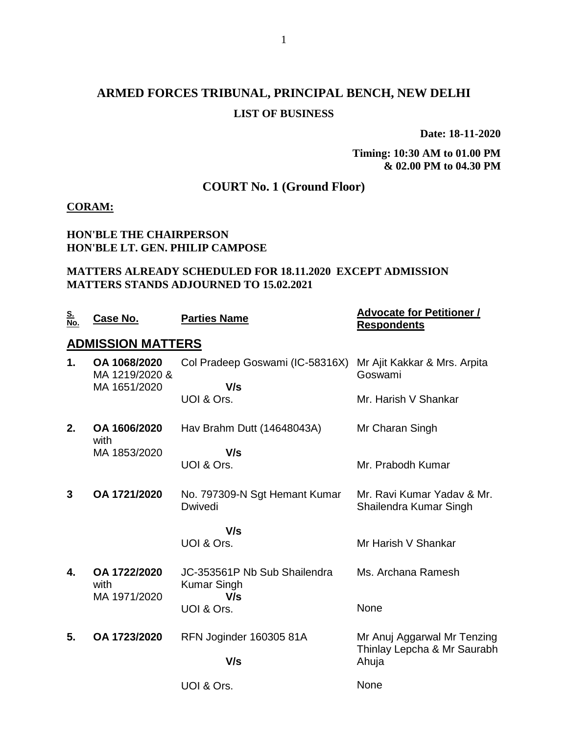# ARMED FORCES TRIBUNAL, PRINCIPAL BENCH, NEW DELHI

## LIST OF BUSINESS

**Date: 18-11-2020**

**Timing: 10:30 AM to 01.00 PM & 02.00 PM to 04.30 PM**

## COURT No. 1 (Ground Floor)

**CORAM:**

**HON'BLE THE CHAIRPERSON**
**HON'BLE LT. GEN. PHILIP CAMPOSE**

**MATTERS ALREADY SCHEDULED FOR 18.11.2020 EXCEPT ADMISSION MATTERS STANDS ADJOURNED TO 15.02.2021**

| S. No. | Case No. | Parties Name | Advocate for Petitioner / Respondents |
|---|---|---|---|
| **ADMISSION MATTERS** | | | |
| **1.** | **OA 1068/2020** MA 1219/2020 & MA 1651/2020 | Col Pradeep Goswami (IC-58316X) **V/s** UOI & Ors. | Mr Ajit Kakkar & Mrs. Arpita Goswami<br>Mr. Harish V Shankar |
| **2.** | **OA 1606/2020** with MA 1853/2020 | Hav Brahm Dutt (14648043A) **V/s** UOI & Ors. | Mr Charan Singh<br>Mr. Prabodh Kumar |
| **3** | **OA 1721/2020** | No. 797309-N Sgt Hemant Kumar Dwivedi **V/s** UOI & Ors. | Mr. Ravi Kumar Yadav & Mr. Shailendra Kumar Singh<br>Mr Harish V Shankar |
| **4.** | **OA 1722/2020** with MA 1971/2020 | JC-353561P Nb Sub Shailendra Kumar Singh **V/s** UOI & Ors. | Ms. Archana Ramesh<br>None |
| **5.** | **OA 1723/2020** | RFN Joginder 160305 81A **V/s** UOI & Ors. | Mr Anuj Aggarwal Mr Tenzing Thinlay Lepcha & Mr Saurabh Ahuja<br>None |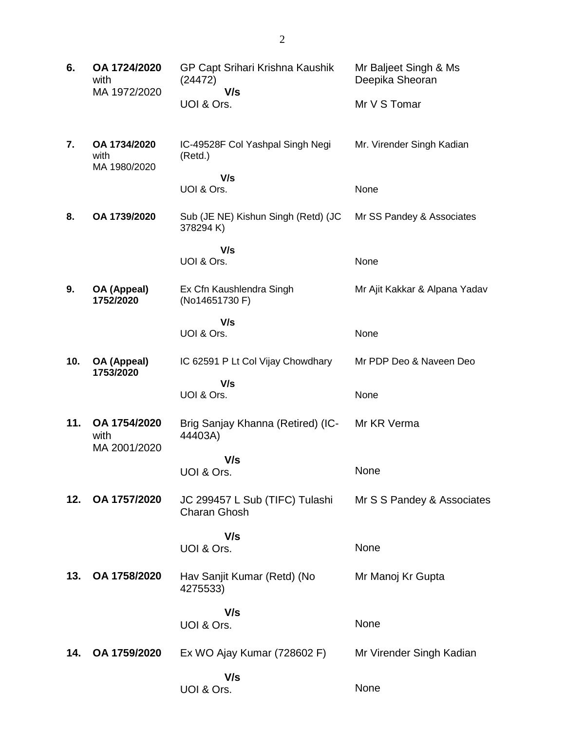| | | | |
|---|---|---|---|
| **6.** | **OA 1724/2020** with MA 1972/2020 | GP Capt Srihari Krishna Kaushik (24472) **V/s** UOI & Ors. | Mr Baljeet Singh & Ms Deepika Sheoran<br><br>Mr V S Tomar |
| **7.** | **OA 1734/2020** with MA 1980/2020 | IC-49528F Col Yashpal Singh Negi (Retd.) **V/s** UOI & Ors. | Mr. Virender Singh Kadian<br><br>None |
| **8.** | **OA 1739/2020** | Sub (JE NE) Kishun Singh (Retd) (JC 378294 K) **V/s** UOI & Ors. | Mr SS Pandey & Associates<br><br>None |
| **9.** | **OA (Appeal) 1752/2020** | Ex Cfn Kaushlendra Singh (No14651730 F) **V/s** UOI & Ors. | Mr Ajit Kakkar & Alpana Yadav<br><br>None |
| **10.** | **OA (Appeal) 1753/2020** | IC 62591 P Lt Col Vijay Chowdhary **V/s** UOI & Ors. | Mr PDP Deo & Naveen Deo<br><br>None |
| **11.** | **OA 1754/2020** with MA 2001/2020 | Brig Sanjay Khanna (Retired) (IC-44403A) **V/s** UOI & Ors. | Mr KR Verma<br><br>None |
| **12.** | **OA 1757/2020** | JC 299457 L Sub (TIFC) Tulashi Charan Ghosh **V/s** UOI & Ors. | Mr S S Pandey & Associates<br><br>None |
| **13.** | **OA 1758/2020** | Hav Sanjit Kumar (Retd) (No 4275533) **V/s** UOI & Ors. | Mr Manoj Kr Gupta<br><br>None |
| **14.** | **OA 1759/2020** | Ex WO Ajay Kumar (728602 F) **V/s** UOI & Ors. | Mr Virender Singh Kadian<br><br>None |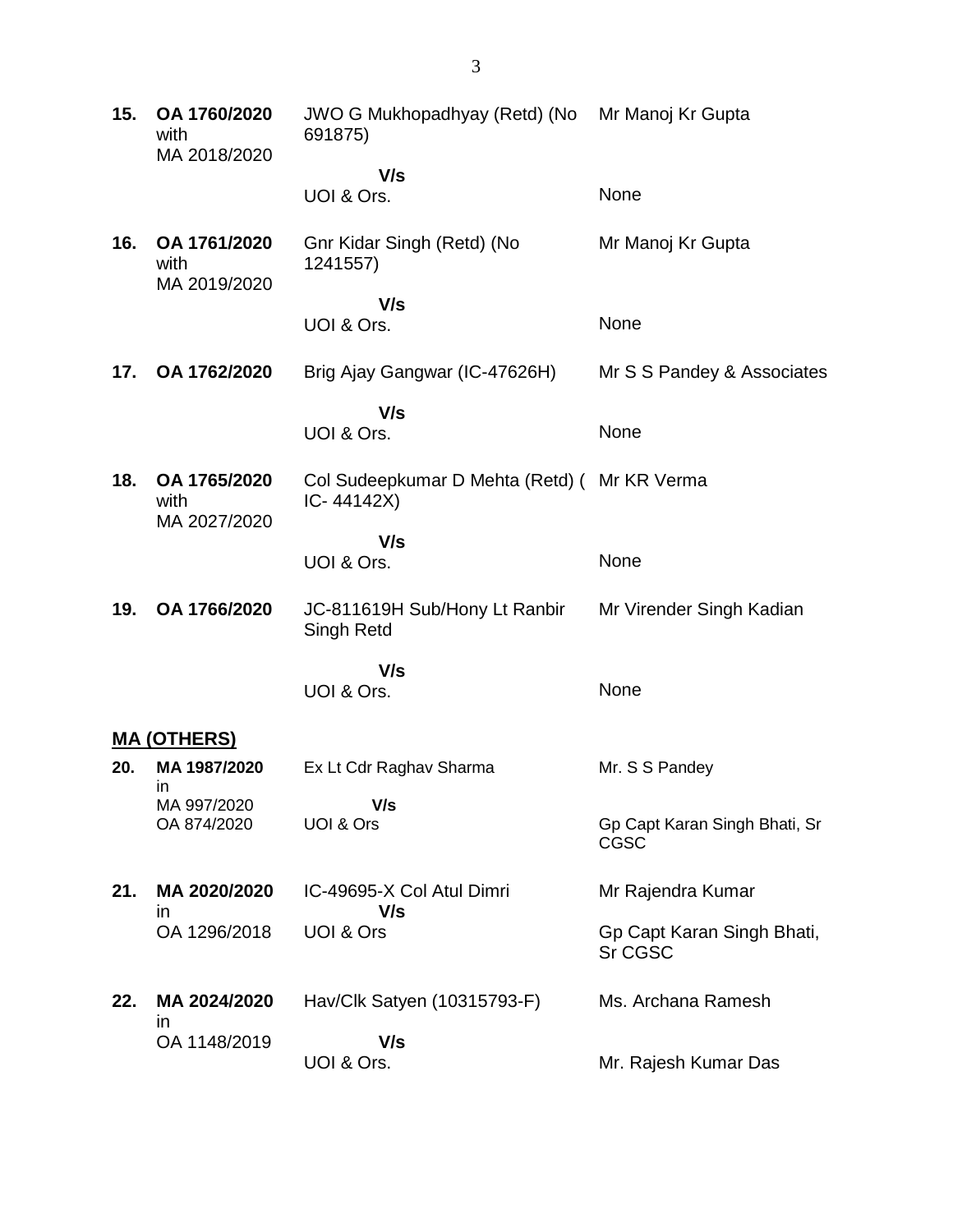| | | | |
|---|---|---|---|
| **15.** | **OA 1760/2020** with MA 2018/2020 | JWO G Mukhopadhyay (Retd) (No 691875) **V/s** UOI & Ors. | Mr Manoj Kr Gupta<br><br>None |
| **16.** | **OA 1761/2020** with MA 2019/2020 | Gnr Kidar Singh (Retd) (No 1241557) **V/s** UOI & Ors. | Mr Manoj Kr Gupta<br><br>None |
| **17.** | **OA 1762/2020** | Brig Ajay Gangwar (IC-47626H) **V/s** UOI & Ors. | Mr S S Pandey & Associates<br><br>None |
| **18.** | **OA 1765/2020** with MA 2027/2020 | Col Sudeepkumar D Mehta (Retd) ( IC- 44142X) **V/s** UOI & Ors. | Mr KR Verma<br><br>None |
| **19.** | **OA 1766/2020** | JC-811619H Sub/Hony Lt Ranbir Singh Retd **V/s** UOI & Ors. | Mr Virender Singh Kadian<br><br>None |

**MA (OTHERS)**

| | | | |
|---|---|---|---|
| **20.** | **MA 1987/2020** in MA 997/2020 OA 874/2020 | Ex Lt Cdr Raghav Sharma **V/s** UOI & Ors | Mr. S S Pandey<br><br>Gp Capt Karan Singh Bhati, Sr CGSC |
| **21.** | **MA 2020/2020** in OA 1296/2018 | IC-49695-X Col Atul Dimri **V/s** UOI & Ors | Mr Rajendra Kumar<br><br>Gp Capt Karan Singh Bhati, Sr CGSC |
| **22.** | **MA 2024/2020** in OA 1148/2019 | Hav/Clk Satyen (10315793-F) **V/s** UOI & Ors. | Ms. Archana Ramesh<br><br>Mr. Rajesh Kumar Das |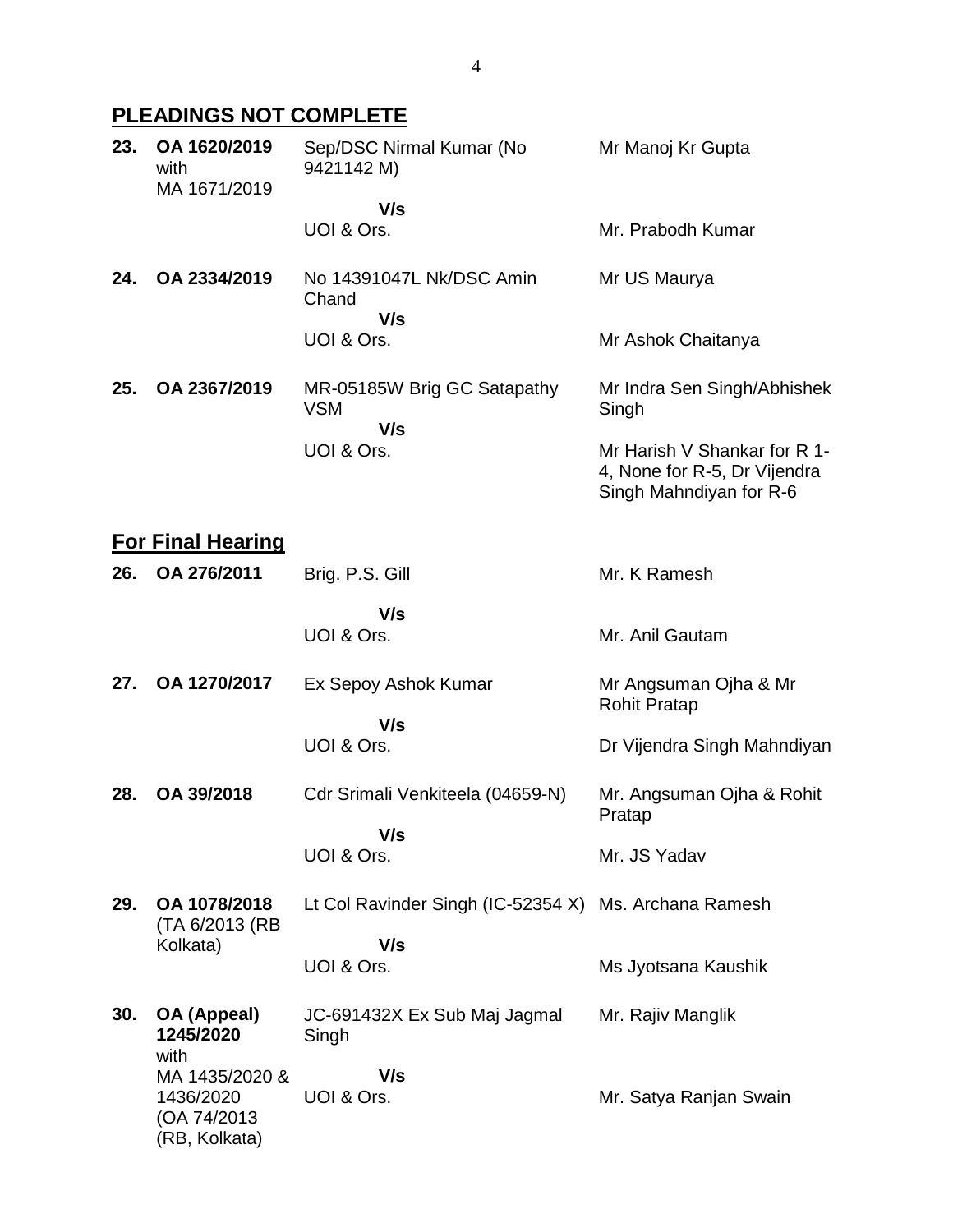## PLEADINGS NOT COMPLETE

| | | | |
|---|---|---|---|
| 23. | OA 1620/2019 with MA 1671/2019 | Sep/DSC Nirmal Kumar (No 9421142 M) | Mr Manoj Kr Gupta |
| | | V/s | |
| | | UOI & Ors. | Mr. Prabodh Kumar |
| 24. | OA 2334/2019 | No 14391047L Nk/DSC Amin Chand | Mr US Maurya |
| | | V/s | |
| | | UOI & Ors. | Mr Ashok Chaitanya |
| 25. | OA 2367/2019 | MR-05185W Brig GC Satapathy VSM | Mr Indra Sen Singh/Abhishek Singh |
| | | V/s | |
| | | UOI & Ors. | Mr Harish V Shankar for R 1-4, None for R-5, Dr Vijendra Singh Mahndiyan for R-6 |

## For Final Hearing

| | | | |
|---|---|---|---|
| 26. | OA 276/2011 | Brig. P.S. Gill | Mr. K Ramesh |
| | | V/s | |
| | | UOI & Ors. | Mr. Anil Gautam |
| 27. | OA 1270/2017 | Ex Sepoy Ashok Kumar | Mr Angsuman Ojha & Mr Rohit Pratap |
| | | V/s | |
| | | UOI & Ors. | Dr Vijendra Singh Mahndiyan |
| 28. | OA 39/2018 | Cdr Srimali Venkiteela (04659-N) | Mr. Angsuman Ojha & Rohit Pratap |
| | | V/s | |
| | | UOI & Ors. | Mr. JS Yadav |
| 29. | OA 1078/2018 (TA 6/2013 (RB Kolkata) | Lt Col Ravinder Singh (IC-52354 X) | Ms. Archana Ramesh |
| | | V/s | |
| | | UOI & Ors. | Ms Jyotsana Kaushik |
| 30. | **OA (Appeal) 1245/2020** with MA 1435/2020 & 1436/2020 (OA 74/2013 (RB, Kolkata) | JC-691432X Ex Sub Maj Jagmal Singh | Mr. Rajiv Manglik |
| | | V/s | |
| | | UOI & Ors. | Mr. Satya Ranjan Swain |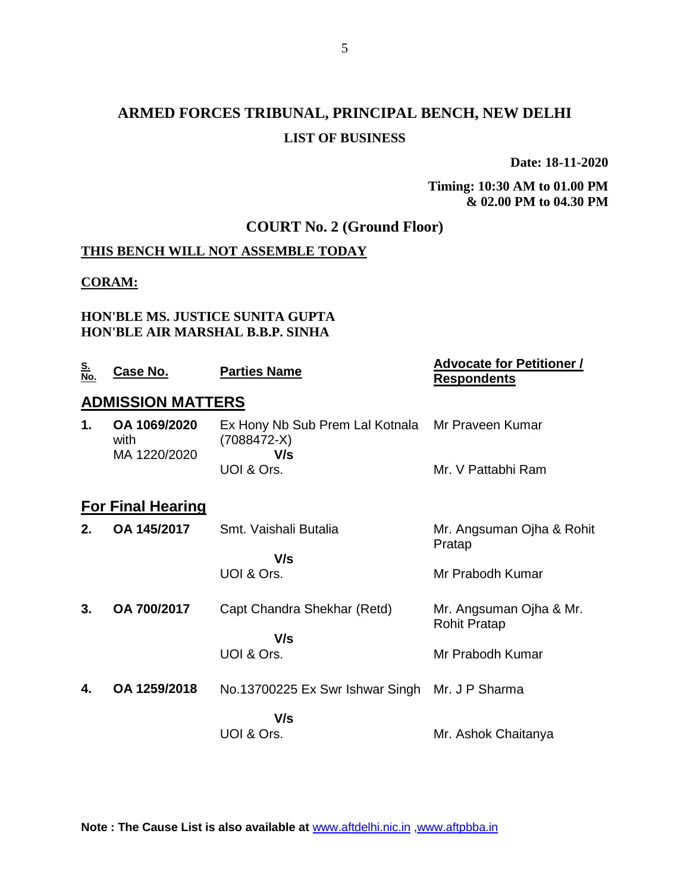# ARMED FORCES TRIBUNAL, PRINCIPAL BENCH, NEW DELHI

## LIST OF BUSINESS

**Date: 18-11-2020**

**Timing: 10:30 AM to 01.00 PM & 02.00 PM to 04.30 PM**

## COURT No. 2 (Ground Floor)

**THIS BENCH WILL NOT ASSEMBLE TODAY**

**CORAM:**

**HON'BLE MS. JUSTICE SUNITA GUPTA**
**HON'BLE AIR MARSHAL B.B.P. SINHA**

| S. No. | Case No. | Parties Name | Advocate for Petitioner / Respondents |
|---|---|---|---|
| **ADMISSION MATTERS** | | | |
| **1.** | **OA 1069/2020** with MA 1220/2020 | Ex Hony Nb Sub Prem Lal Kotnala (7088472-X) **V/s** UOI & Ors. | Mr Praveen Kumar / Mr. V Pattabhi Ram |
| **For Final Hearing** | | | |
| **2.** | **OA 145/2017** | Smt. Vaishali Butalia **V/s** UOI & Ors. | Mr. Angsuman Ojha & Rohit Pratap / Mr Prabodh Kumar |
| **3.** | **OA 700/2017** | Capt Chandra Shekhar (Retd) **V/s** UOI & Ors. | Mr. Angsuman Ojha & Mr. Rohit Pratap / Mr Prabodh Kumar |
| **4.** | **OA 1259/2018** | No.13700225 Ex Swr Ishwar Singh **V/s** UOI & Ors. | Mr. J P Sharma / Mr. Ashok Chaitanya |

**Note : The Cause List is also available at** www.aftdelhi.nic.in ,www.aftpbba.in